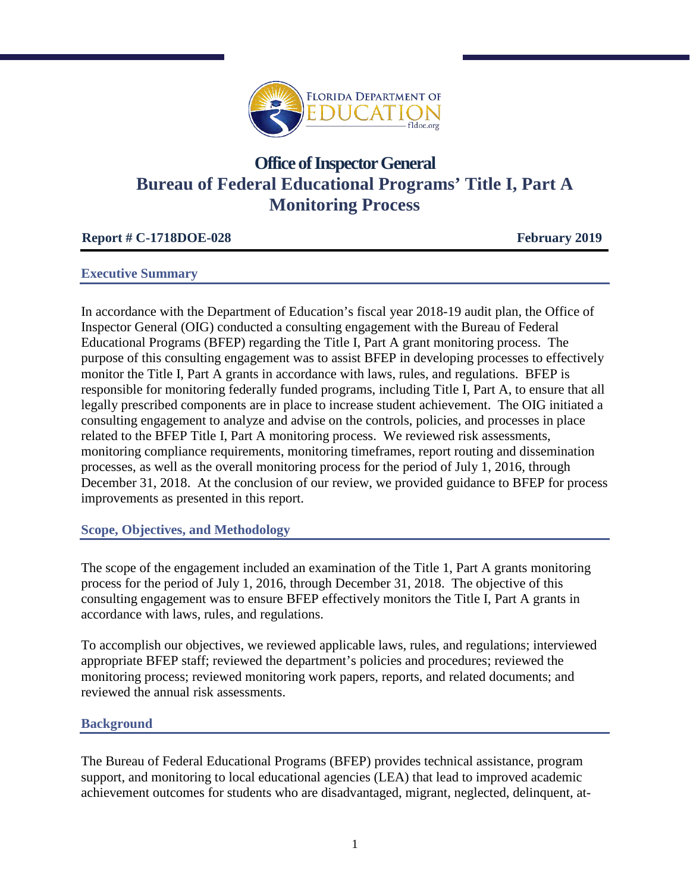# Office of Inspector General
# Bureau of Federal Educational Programs' Title I, Part A Monitoring Process

**Report # C-1718DOE-028** **February 2019**

## Executive Summary

In accordance with the Department of Education's fiscal year 2018-19 audit plan, the Office of Inspector General (OIG) conducted a consulting engagement with the Bureau of Federal Educational Programs (BFEP) regarding the Title I, Part A grant monitoring process. The purpose of this consulting engagement was to assist BFEP in developing processes to effectively monitor the Title I, Part A grants in accordance with laws, rules, and regulations. BFEP is responsible for monitoring federally funded programs, including Title I, Part A, to ensure that all legally prescribed components are in place to increase student achievement. The OIG initiated a consulting engagement to analyze and advise on the controls, policies, and processes in place related to the BFEP Title I, Part A monitoring process. We reviewed risk assessments, monitoring compliance requirements, monitoring timeframes, report routing and dissemination processes, as well as the overall monitoring process for the period of July 1, 2016, through December 31, 2018. At the conclusion of our review, we provided guidance to BFEP for process improvements as presented in this report.

## Scope, Objectives, and Methodology

The scope of the engagement included an examination of the Title 1, Part A grants monitoring process for the period of July 1, 2016, through December 31, 2018. The objective of this consulting engagement was to ensure BFEP effectively monitors the Title I, Part A grants in accordance with laws, rules, and regulations.

To accomplish our objectives, we reviewed applicable laws, rules, and regulations; interviewed appropriate BFEP staff; reviewed the department's policies and procedures; reviewed the monitoring process; reviewed monitoring work papers, reports, and related documents; and reviewed the annual risk assessments.

## Background

The Bureau of Federal Educational Programs (BFEP) provides technical assistance, program support, and monitoring to local educational agencies (LEA) that lead to improved academic achievement outcomes for students who are disadvantaged, migrant, neglected, delinquent, at-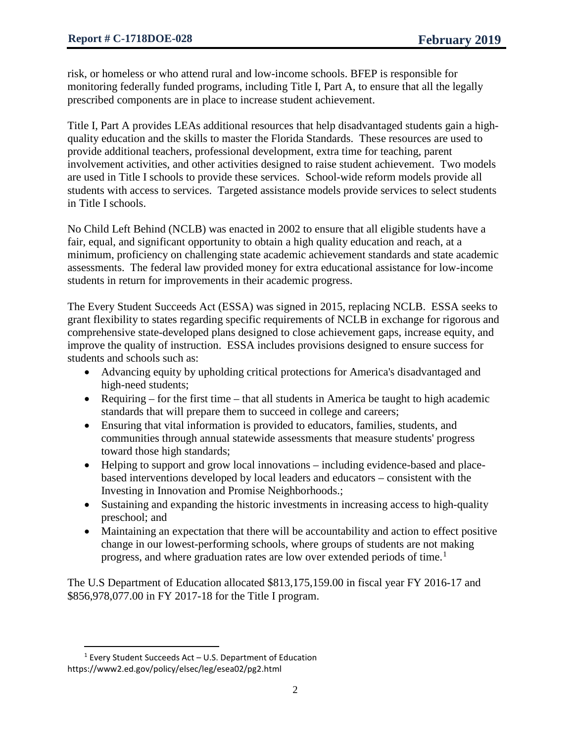risk, or homeless or who attend rural and low-income schools. BFEP is responsible for monitoring federally funded programs, including Title I, Part A, to ensure that all the legally prescribed components are in place to increase student achievement.

Title I, Part A provides LEAs additional resources that help disadvantaged students gain a high-quality education and the skills to master the Florida Standards. These resources are used to provide additional teachers, professional development, extra time for teaching, parent involvement activities, and other activities designed to raise student achievement. Two models are used in Title I schools to provide these services. School-wide reform models provide all students with access to services. Targeted assistance models provide services to select students in Title I schools.

No Child Left Behind (NCLB) was enacted in 2002 to ensure that all eligible students have a fair, equal, and significant opportunity to obtain a high quality education and reach, at a minimum, proficiency on challenging state academic achievement standards and state academic assessments. The federal law provided money for extra educational assistance for low-income students in return for improvements in their academic progress.

The Every Student Succeeds Act (ESSA) was signed in 2015, replacing NCLB. ESSA seeks to grant flexibility to states regarding specific requirements of NCLB in exchange for rigorous and comprehensive state-developed plans designed to close achievement gaps, increase equity, and improve the quality of instruction. ESSA includes provisions designed to ensure success for students and schools such as:

- Advancing equity by upholding critical protections for America's disadvantaged and high-need students;
- Requiring – for the first time – that all students in America be taught to high academic standards that will prepare them to succeed in college and careers;
- Ensuring that vital information is provided to educators, families, students, and communities through annual statewide assessments that measure students' progress toward those high standards;
- Helping to support and grow local innovations – including evidence-based and place-based interventions developed by local leaders and educators – consistent with the Investing in Innovation and Promise Neighborhoods.;
- Sustaining and expanding the historic investments in increasing access to high-quality preschool; and
- Maintaining an expectation that there will be accountability and action to effect positive change in our lowest-performing schools, where groups of students are not making progress, and where graduation rates are low over extended periods of time.[1]

The U.S Department of Education allocated $813,175,159.00 in fiscal year FY 2016-17 and $856,978,077.00 in FY 2017-18 for the Title I program.

[1] Every Student Succeeds Act – U.S. Department of Education https://www2.ed.gov/policy/elsec/leg/esea02/pg2.html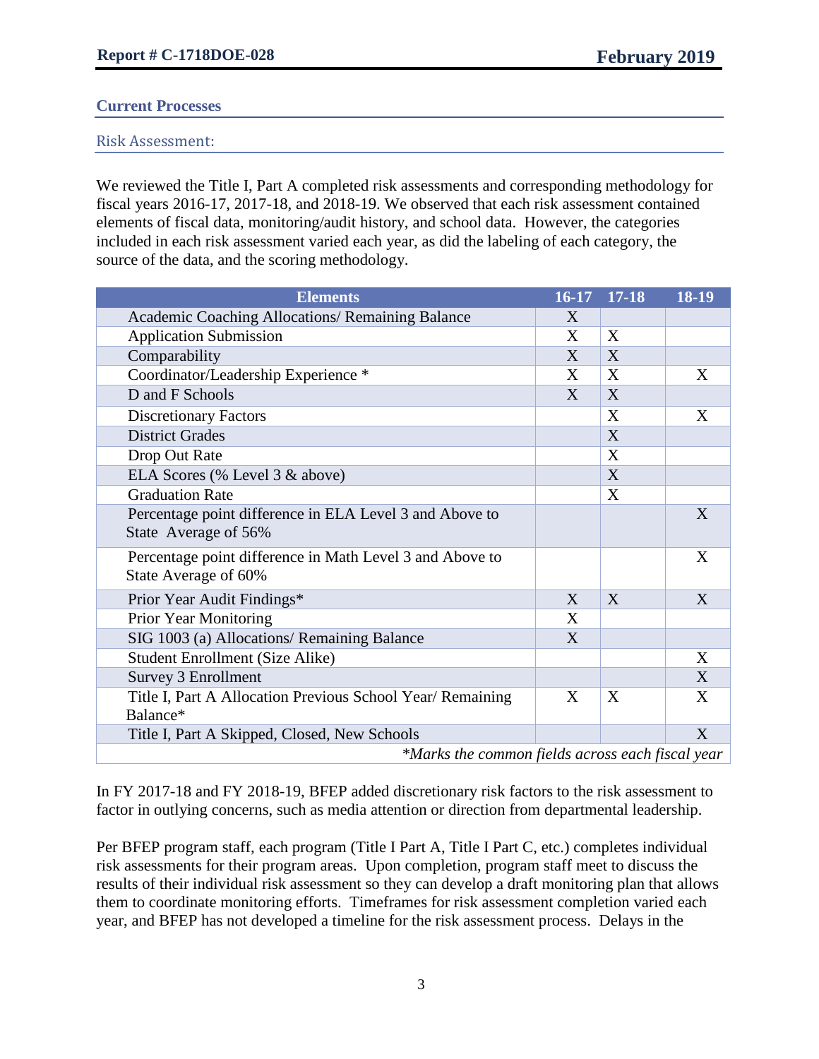## Current Processes

### Risk Assessment:

We reviewed the Title I, Part A completed risk assessments and corresponding methodology for fiscal years 2016-17, 2017-18, and 2018-19. We observed that each risk assessment contained elements of fiscal data, monitoring/audit history, and school data. However, the categories included in each risk assessment varied each year, as did the labeling of each category, the source of the data, and the scoring methodology.

| Elements | 16-17 | 17-18 | 18-19 |
|---|---|---|---|
| Academic Coaching Allocations/ Remaining Balance | X | | |
| Application Submission | X | X | |
| Comparability | X | X | |
| Coordinator/Leadership Experience * | X | X | X |
| D and F Schools | X | X | |
| Discretionary Factors | | X | X |
| District Grades | | X | |
| Drop Out Rate | | X | |
| ELA Scores (% Level 3 & above) | | X | |
| Graduation Rate | | X | |
| Percentage point difference in ELA Level 3 and Above to State Average of 56% | | | X |
| Percentage point difference in Math Level 3 and Above to State Average of 60% | | | X |
| Prior Year Audit Findings* | X | X | X |
| Prior Year Monitoring | X | | |
| SIG 1003 (a) Allocations/ Remaining Balance | X | | |
| Student Enrollment (Size Alike) | | | X |
| Survey 3 Enrollment | | | X |
| Title I, Part A Allocation Previous School Year/ Remaining Balance* | X | X | X |
| Title I, Part A Skipped, Closed, New Schools | | | X |
| *\*Marks the common fields across each fiscal year* | | | |

In FY 2017-18 and FY 2018-19, BFEP added discretionary risk factors to the risk assessment to factor in outlying concerns, such as media attention or direction from departmental leadership.

Per BFEP program staff, each program (Title I Part A, Title I Part C, etc.) completes individual risk assessments for their program areas. Upon completion, program staff meet to discuss the results of their individual risk assessment so they can develop a draft monitoring plan that allows them to coordinate monitoring efforts. Timeframes for risk assessment completion varied each year, and BFEP has not developed a timeline for the risk assessment process. Delays in the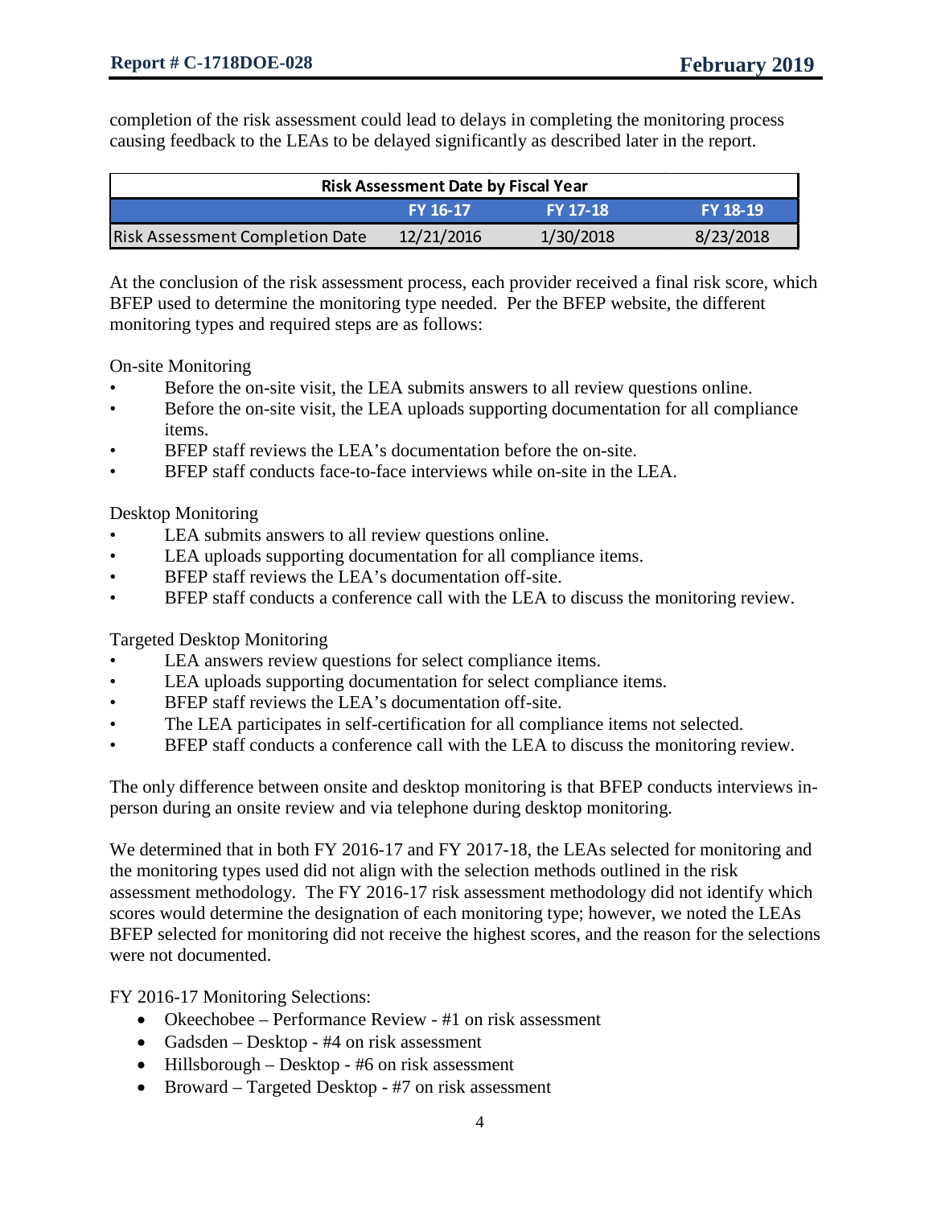completion of the risk assessment could lead to delays in completing the monitoring process causing feedback to the LEAs to be delayed significantly as described later in the report.

| Risk Assessment Date by Fiscal Year | | | |
|---|---|---|---|
| | FY 16-17 | FY 17-18 | FY 18-19 |
| Risk Assessment Completion Date | 12/21/2016 | 1/30/2018 | 8/23/2018 |

At the conclusion of the risk assessment process, each provider received a final risk score, which BFEP used to determine the monitoring type needed. Per the BFEP website, the different monitoring types and required steps are as follows:

On-site Monitoring

- Before the on-site visit, the LEA submits answers to all review questions online.
- Before the on-site visit, the LEA uploads supporting documentation for all compliance items.
- BFEP staff reviews the LEA's documentation before the on-site.
- BFEP staff conducts face-to-face interviews while on-site in the LEA.

Desktop Monitoring

- LEA submits answers to all review questions online.
- LEA uploads supporting documentation for all compliance items.
- BFEP staff reviews the LEA's documentation off-site.
- BFEP staff conducts a conference call with the LEA to discuss the monitoring review.

Targeted Desktop Monitoring

- LEA answers review questions for select compliance items.
- LEA uploads supporting documentation for select compliance items.
- BFEP staff reviews the LEA's documentation off-site.
- The LEA participates in self-certification for all compliance items not selected.
- BFEP staff conducts a conference call with the LEA to discuss the monitoring review.

The only difference between onsite and desktop monitoring is that BFEP conducts interviews in-person during an onsite review and via telephone during desktop monitoring.

We determined that in both FY 2016-17 and FY 2017-18, the LEAs selected for monitoring and the monitoring types used did not align with the selection methods outlined in the risk assessment methodology. The FY 2016-17 risk assessment methodology did not identify which scores would determine the designation of each monitoring type; however, we noted the LEAs BFEP selected for monitoring did not receive the highest scores, and the reason for the selections were not documented.

FY 2016-17 Monitoring Selections:

- Okeechobee – Performance Review - #1 on risk assessment
- Gadsden – Desktop - #4 on risk assessment
- Hillsborough – Desktop - #6 on risk assessment
- Broward – Targeted Desktop - #7 on risk assessment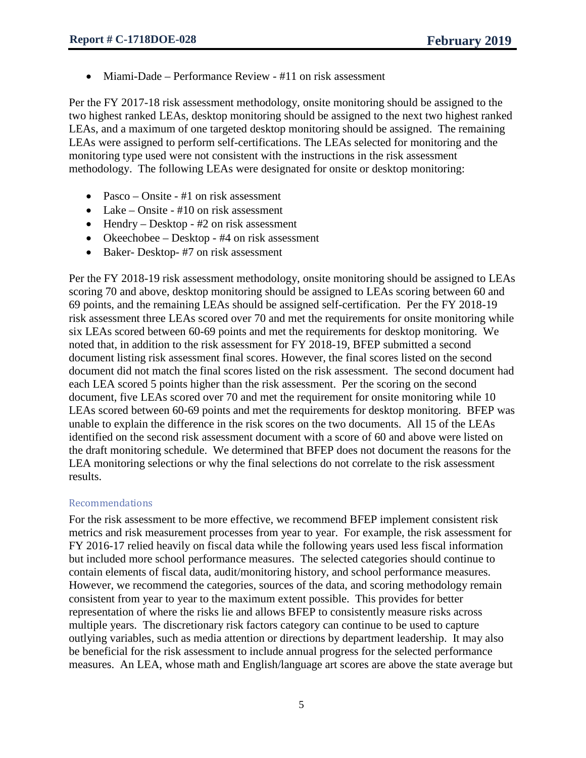- Miami-Dade – Performance Review - #11 on risk assessment

Per the FY 2017-18 risk assessment methodology, onsite monitoring should be assigned to the two highest ranked LEAs, desktop monitoring should be assigned to the next two highest ranked LEAs, and a maximum of one targeted desktop monitoring should be assigned. The remaining LEAs were assigned to perform self-certifications. The LEAs selected for monitoring and the monitoring type used were not consistent with the instructions in the risk assessment methodology. The following LEAs were designated for onsite or desktop monitoring:

- Pasco – Onsite - #1 on risk assessment
- Lake – Onsite - #10 on risk assessment
- Hendry – Desktop - #2 on risk assessment
- Okeechobee – Desktop - #4 on risk assessment
- Baker- Desktop- #7 on risk assessment

Per the FY 2018-19 risk assessment methodology, onsite monitoring should be assigned to LEAs scoring 70 and above, desktop monitoring should be assigned to LEAs scoring between 60 and 69 points, and the remaining LEAs should be assigned self-certification. Per the FY 2018-19 risk assessment three LEAs scored over 70 and met the requirements for onsite monitoring while six LEAs scored between 60-69 points and met the requirements for desktop monitoring. We noted that, in addition to the risk assessment for FY 2018-19, BFEP submitted a second document listing risk assessment final scores. However, the final scores listed on the second document did not match the final scores listed on the risk assessment. The second document had each LEA scored 5 points higher than the risk assessment. Per the scoring on the second document, five LEAs scored over 70 and met the requirement for onsite monitoring while 10 LEAs scored between 60-69 points and met the requirements for desktop monitoring. BFEP was unable to explain the difference in the risk scores on the two documents. All 15 of the LEAs identified on the second risk assessment document with a score of 60 and above were listed on the draft monitoring schedule. We determined that BFEP does not document the reasons for the LEA monitoring selections or why the final selections do not correlate to the risk assessment results.

### Recommendations

For the risk assessment to be more effective, we recommend BFEP implement consistent risk metrics and risk measurement processes from year to year. For example, the risk assessment for FY 2016-17 relied heavily on fiscal data while the following years used less fiscal information but included more school performance measures. The selected categories should continue to contain elements of fiscal data, audit/monitoring history, and school performance measures. However, we recommend the categories, sources of the data, and scoring methodology remain consistent from year to year to the maximum extent possible. This provides for better representation of where the risks lie and allows BFEP to consistently measure risks across multiple years. The discretionary risk factors category can continue to be used to capture outlying variables, such as media attention or directions by department leadership. It may also be beneficial for the risk assessment to include annual progress for the selected performance measures. An LEA, whose math and English/language art scores are above the state average but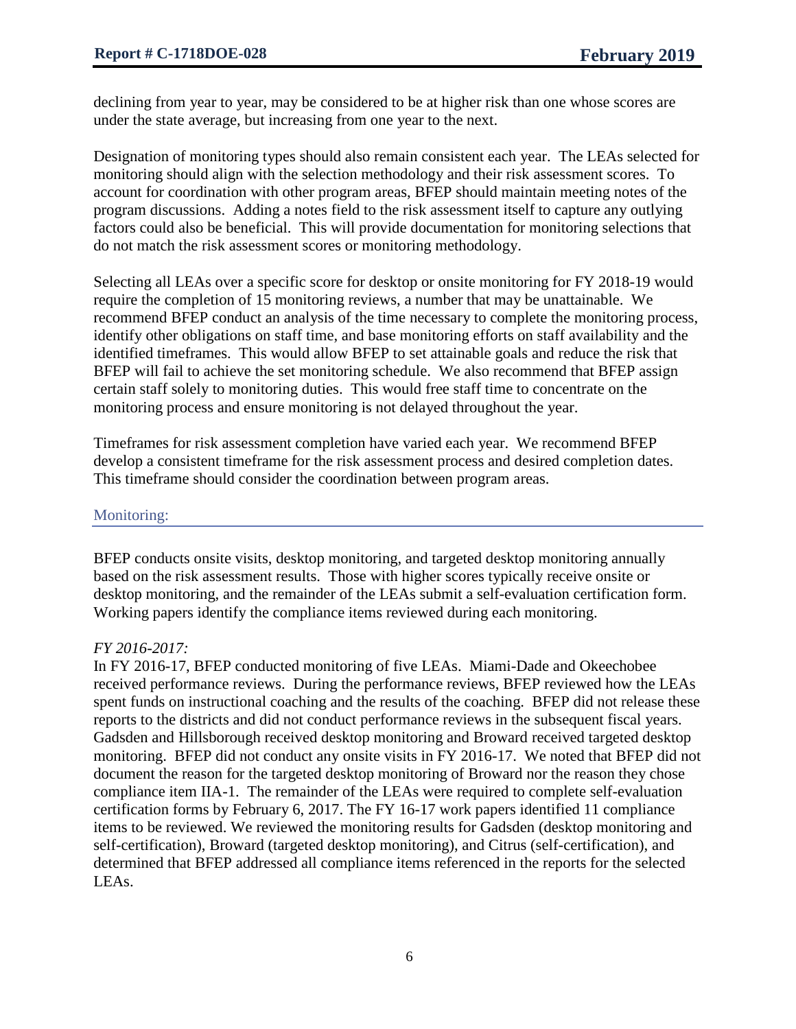declining from year to year, may be considered to be at higher risk than one whose scores are under the state average, but increasing from one year to the next.

Designation of monitoring types should also remain consistent each year. The LEAs selected for monitoring should align with the selection methodology and their risk assessment scores. To account for coordination with other program areas, BFEP should maintain meeting notes of the program discussions. Adding a notes field to the risk assessment itself to capture any outlying factors could also be beneficial. This will provide documentation for monitoring selections that do not match the risk assessment scores or monitoring methodology.

Selecting all LEAs over a specific score for desktop or onsite monitoring for FY 2018-19 would require the completion of 15 monitoring reviews, a number that may be unattainable. We recommend BFEP conduct an analysis of the time necessary to complete the monitoring process, identify other obligations on staff time, and base monitoring efforts on staff availability and the identified timeframes. This would allow BFEP to set attainable goals and reduce the risk that BFEP will fail to achieve the set monitoring schedule. We also recommend that BFEP assign certain staff solely to monitoring duties. This would free staff time to concentrate on the monitoring process and ensure monitoring is not delayed throughout the year.

Timeframes for risk assessment completion have varied each year. We recommend BFEP develop a consistent timeframe for the risk assessment process and desired completion dates. This timeframe should consider the coordination between program areas.

## Monitoring:

BFEP conducts onsite visits, desktop monitoring, and targeted desktop monitoring annually based on the risk assessment results. Those with higher scores typically receive onsite or desktop monitoring, and the remainder of the LEAs submit a self-evaluation certification form. Working papers identify the compliance items reviewed during each monitoring.

*FY 2016-2017:*

In FY 2016-17, BFEP conducted monitoring of five LEAs. Miami-Dade and Okeechobee received performance reviews. During the performance reviews, BFEP reviewed how the LEAs spent funds on instructional coaching and the results of the coaching. BFEP did not release these reports to the districts and did not conduct performance reviews in the subsequent fiscal years. Gadsden and Hillsborough received desktop monitoring and Broward received targeted desktop monitoring. BFEP did not conduct any onsite visits in FY 2016-17. We noted that BFEP did not document the reason for the targeted desktop monitoring of Broward nor the reason they chose compliance item IIA-1. The remainder of the LEAs were required to complete self-evaluation certification forms by February 6, 2017. The FY 16-17 work papers identified 11 compliance items to be reviewed. We reviewed the monitoring results for Gadsden (desktop monitoring and self-certification), Broward (targeted desktop monitoring), and Citrus (self-certification), and determined that BFEP addressed all compliance items referenced in the reports for the selected LEAs.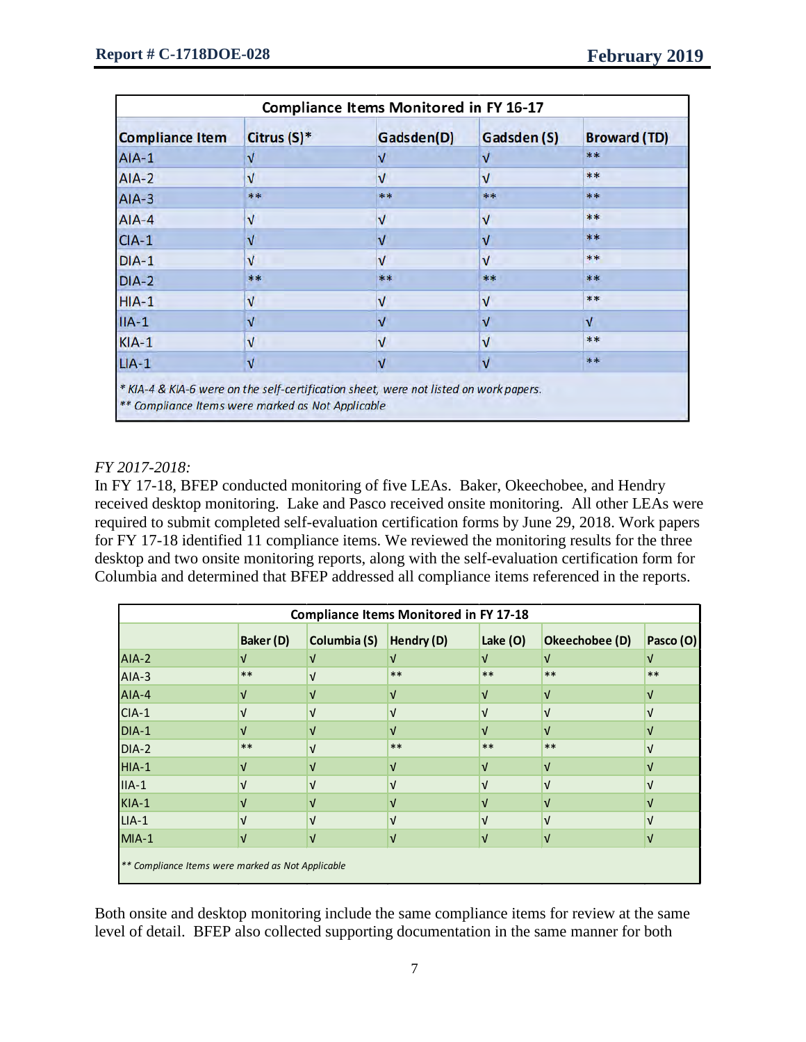| Compliance Items Monitored in FY 16-17 | | | | |
|---|---|---|---|---|
| Compliance Item | Citrus (S)* | Gadsden(D) | Gadsden (S) | Broward (TD) |
| AIA-1 | √ | √ | √ | ** |
| AIA-2 | √ | √ | √ | ** |
| AIA-3 | ** | ** | ** | ** |
| AIA-4 | √ | √ | √ | ** |
| CIA-1 | √ | √ | √ | ** |
| DIA-1 | √ | √ | √ | ** |
| DIA-2 | ** | ** | ** | ** |
| HIA-1 | √ | √ | √ | ** |
| IIA-1 | √ | √ | √ | √ |
| KIA-1 | √ | √ | √ | ** |
| LIA-1 | √ | √ | √ | ** |

*\* KIA-4 & KIA-6 were on the self-certification sheet, were not listed on work papers.*
*\*\* Compliance Items were marked as Not Applicable*

*FY 2017-2018:*

In FY 17-18, BFEP conducted monitoring of five LEAs. Baker, Okeechobee, and Hendry received desktop monitoring. Lake and Pasco received onsite monitoring. All other LEAs were required to submit completed self-evaluation certification forms by June 29, 2018. Work papers for FY 17-18 identified 11 compliance items. We reviewed the monitoring results for the three desktop and two onsite monitoring reports, along with the self-evaluation certification form for Columbia and determined that BFEP addressed all compliance items referenced in the reports.

| Compliance Items Monitored in FY 17-18 | | | | | | |
|---|---|---|---|---|---|---|
| | Baker (D) | Columbia (S) | Hendry (D) | Lake (O) | Okeechobee (D) | Pasco (O) |
| AIA-2 | √ | √ | √ | √ | √ | √ |
| AIA-3 | ** | √ | ** | ** | ** | ** |
| AIA-4 | √ | √ | √ | √ | √ | √ |
| CIA-1 | √ | √ | √ | √ | √ | √ |
| DIA-1 | √ | √ | √ | √ | √ | √ |
| DIA-2 | ** | √ | ** | ** | ** | √ |
| HIA-1 | √ | √ | √ | √ | √ | √ |
| IIA-1 | √ | √ | √ | √ | √ | √ |
| KIA-1 | √ | √ | √ | √ | √ | √ |
| LIA-1 | √ | √ | √ | √ | √ | √ |
| MIA-1 | √ | √ | √ | √ | √ | √ |

*\*\* Compliance Items were marked as Not Applicable*

Both onsite and desktop monitoring include the same compliance items for review at the same level of detail. BFEP also collected supporting documentation in the same manner for both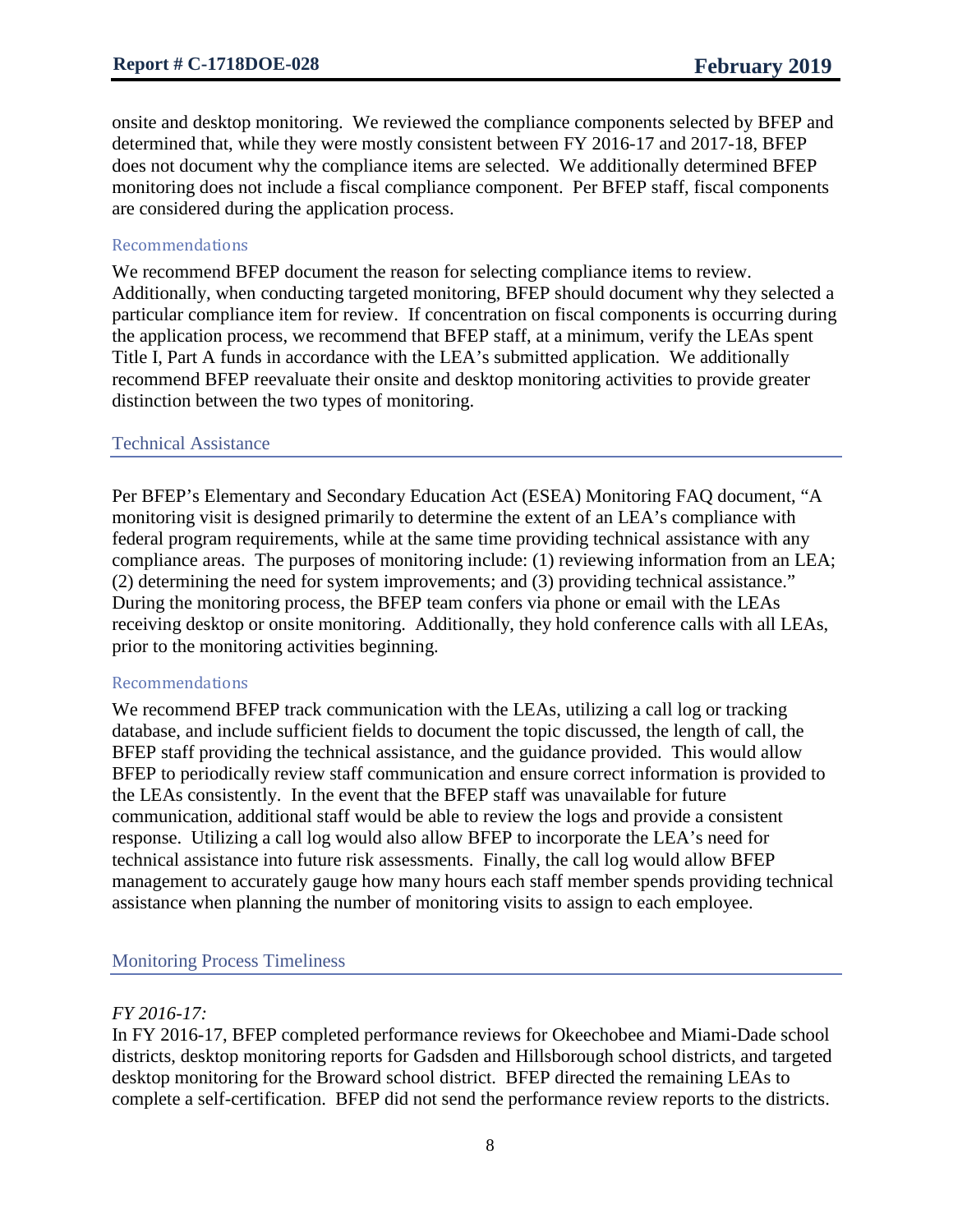onsite and desktop monitoring. We reviewed the compliance components selected by BFEP and determined that, while they were mostly consistent between FY 2016-17 and 2017-18, BFEP does not document why the compliance items are selected. We additionally determined BFEP monitoring does not include a fiscal compliance component. Per BFEP staff, fiscal components are considered during the application process.

#### Recommendations

We recommend BFEP document the reason for selecting compliance items to review. Additionally, when conducting targeted monitoring, BFEP should document why they selected a particular compliance item for review. If concentration on fiscal components is occurring during the application process, we recommend that BFEP staff, at a minimum, verify the LEAs spent Title I, Part A funds in accordance with the LEA's submitted application. We additionally recommend BFEP reevaluate their onsite and desktop monitoring activities to provide greater distinction between the two types of monitoring.

### Technical Assistance

Per BFEP's Elementary and Secondary Education Act (ESEA) Monitoring FAQ document, "A monitoring visit is designed primarily to determine the extent of an LEA's compliance with federal program requirements, while at the same time providing technical assistance with any compliance areas. The purposes of monitoring include: (1) reviewing information from an LEA; (2) determining the need for system improvements; and (3) providing technical assistance." During the monitoring process, the BFEP team confers via phone or email with the LEAs receiving desktop or onsite monitoring. Additionally, they hold conference calls with all LEAs, prior to the monitoring activities beginning.

#### Recommendations

We recommend BFEP track communication with the LEAs, utilizing a call log or tracking database, and include sufficient fields to document the topic discussed, the length of call, the BFEP staff providing the technical assistance, and the guidance provided. This would allow BFEP to periodically review staff communication and ensure correct information is provided to the LEAs consistently. In the event that the BFEP staff was unavailable for future communication, additional staff would be able to review the logs and provide a consistent response. Utilizing a call log would also allow BFEP to incorporate the LEA's need for technical assistance into future risk assessments. Finally, the call log would allow BFEP management to accurately gauge how many hours each staff member spends providing technical assistance when planning the number of monitoring visits to assign to each employee.

### Monitoring Process Timeliness

*FY 2016-17:*

In FY 2016-17, BFEP completed performance reviews for Okeechobee and Miami-Dade school districts, desktop monitoring reports for Gadsden and Hillsborough school districts, and targeted desktop monitoring for the Broward school district. BFEP directed the remaining LEAs to complete a self-certification. BFEP did not send the performance review reports to the districts.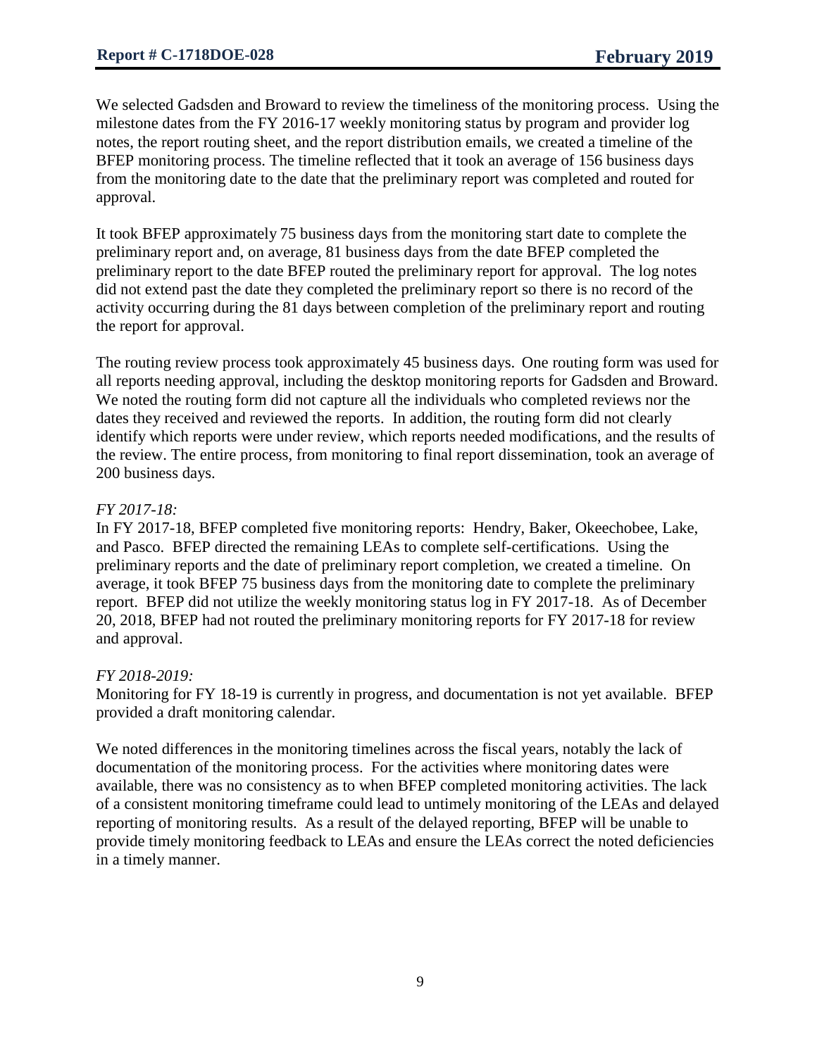We selected Gadsden and Broward to review the timeliness of the monitoring process. Using the milestone dates from the FY 2016-17 weekly monitoring status by program and provider log notes, the report routing sheet, and the report distribution emails, we created a timeline of the BFEP monitoring process. The timeline reflected that it took an average of 156 business days from the monitoring date to the date that the preliminary report was completed and routed for approval.

It took BFEP approximately 75 business days from the monitoring start date to complete the preliminary report and, on average, 81 business days from the date BFEP completed the preliminary report to the date BFEP routed the preliminary report for approval. The log notes did not extend past the date they completed the preliminary report so there is no record of the activity occurring during the 81 days between completion of the preliminary report and routing the report for approval.

The routing review process took approximately 45 business days. One routing form was used for all reports needing approval, including the desktop monitoring reports for Gadsden and Broward. We noted the routing form did not capture all the individuals who completed reviews nor the dates they received and reviewed the reports. In addition, the routing form did not clearly identify which reports were under review, which reports needed modifications, and the results of the review. The entire process, from monitoring to final report dissemination, took an average of 200 business days.

*FY 2017-18:*
In FY 2017-18, BFEP completed five monitoring reports: Hendry, Baker, Okeechobee, Lake, and Pasco. BFEP directed the remaining LEAs to complete self-certifications. Using the preliminary reports and the date of preliminary report completion, we created a timeline. On average, it took BFEP 75 business days from the monitoring date to complete the preliminary report. BFEP did not utilize the weekly monitoring status log in FY 2017-18. As of December 20, 2018, BFEP had not routed the preliminary monitoring reports for FY 2017-18 for review and approval.

*FY 2018-2019:*
Monitoring for FY 18-19 is currently in progress, and documentation is not yet available. BFEP provided a draft monitoring calendar.

We noted differences in the monitoring timelines across the fiscal years, notably the lack of documentation of the monitoring process. For the activities where monitoring dates were available, there was no consistency as to when BFEP completed monitoring activities. The lack of a consistent monitoring timeframe could lead to untimely monitoring of the LEAs and delayed reporting of monitoring results. As a result of the delayed reporting, BFEP will be unable to provide timely monitoring feedback to LEAs and ensure the LEAs correct the noted deficiencies in a timely manner.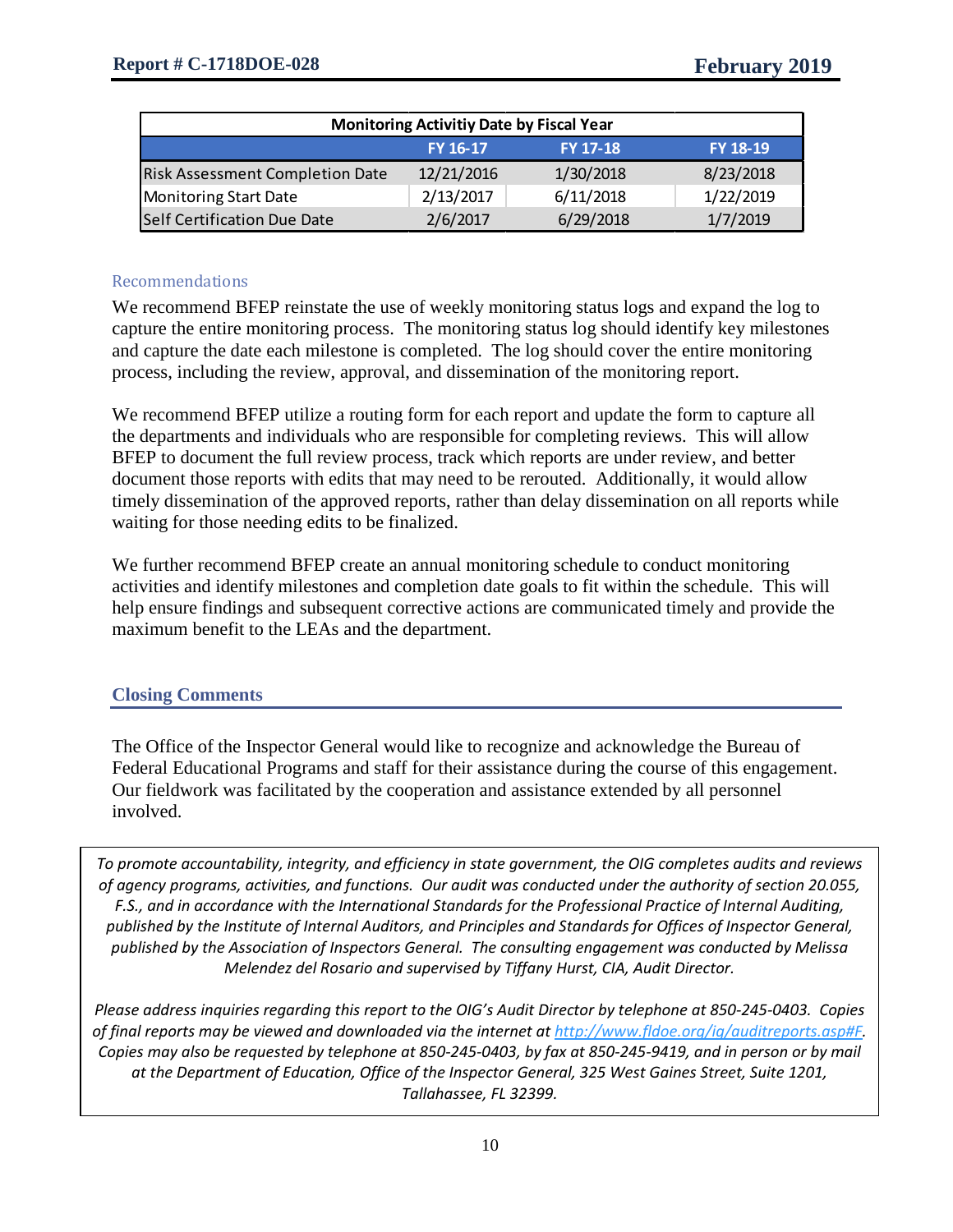| Monitoring Activitiy Date by Fiscal Year | | | |
|---|---|---|---|
| | FY 16-17 | FY 17-18 | FY 18-19 |
| Risk Assessment Completion Date | 12/21/2016 | 1/30/2018 | 8/23/2018 |
| Monitoring Start Date | 2/13/2017 | 6/11/2018 | 1/22/2019 |
| Self Certification Due Date | 2/6/2017 | 6/29/2018 | 1/7/2019 |

### Recommendations

We recommend BFEP reinstate the use of weekly monitoring status logs and expand the log to capture the entire monitoring process. The monitoring status log should identify key milestones and capture the date each milestone is completed. The log should cover the entire monitoring process, including the review, approval, and dissemination of the monitoring report.

We recommend BFEP utilize a routing form for each report and update the form to capture all the departments and individuals who are responsible for completing reviews. This will allow BFEP to document the full review process, track which reports are under review, and better document those reports with edits that may need to be rerouted. Additionally, it would allow timely dissemination of the approved reports, rather than delay dissemination on all reports while waiting for those needing edits to be finalized.

We further recommend BFEP create an annual monitoring schedule to conduct monitoring activities and identify milestones and completion date goals to fit within the schedule. This will help ensure findings and subsequent corrective actions are communicated timely and provide the maximum benefit to the LEAs and the department.

## Closing Comments

The Office of the Inspector General would like to recognize and acknowledge the Bureau of Federal Educational Programs and staff for their assistance during the course of this engagement. Our fieldwork was facilitated by the cooperation and assistance extended by all personnel involved.

*To promote accountability, integrity, and efficiency in state government, the OIG completes audits and reviews of agency programs, activities, and functions. Our audit was conducted under the authority of section 20.055, F.S., and in accordance with the International Standards for the Professional Practice of Internal Auditing, published by the Institute of Internal Auditors, and Principles and Standards for Offices of Inspector General, published by the Association of Inspectors General. The consulting engagement was conducted by Melissa Melendez del Rosario and supervised by Tiffany Hurst, CIA, Audit Director.*

*Please address inquiries regarding this report to the OIG's Audit Director by telephone at 850-245-0403. Copies of final reports may be viewed and downloaded via the internet at http://www.fldoe.org/ig/auditreports.asp#F. Copies may also be requested by telephone at 850-245-0403, by fax at 850-245-9419, and in person or by mail at the Department of Education, Office of the Inspector General, 325 West Gaines Street, Suite 1201, Tallahassee, FL 32399.*